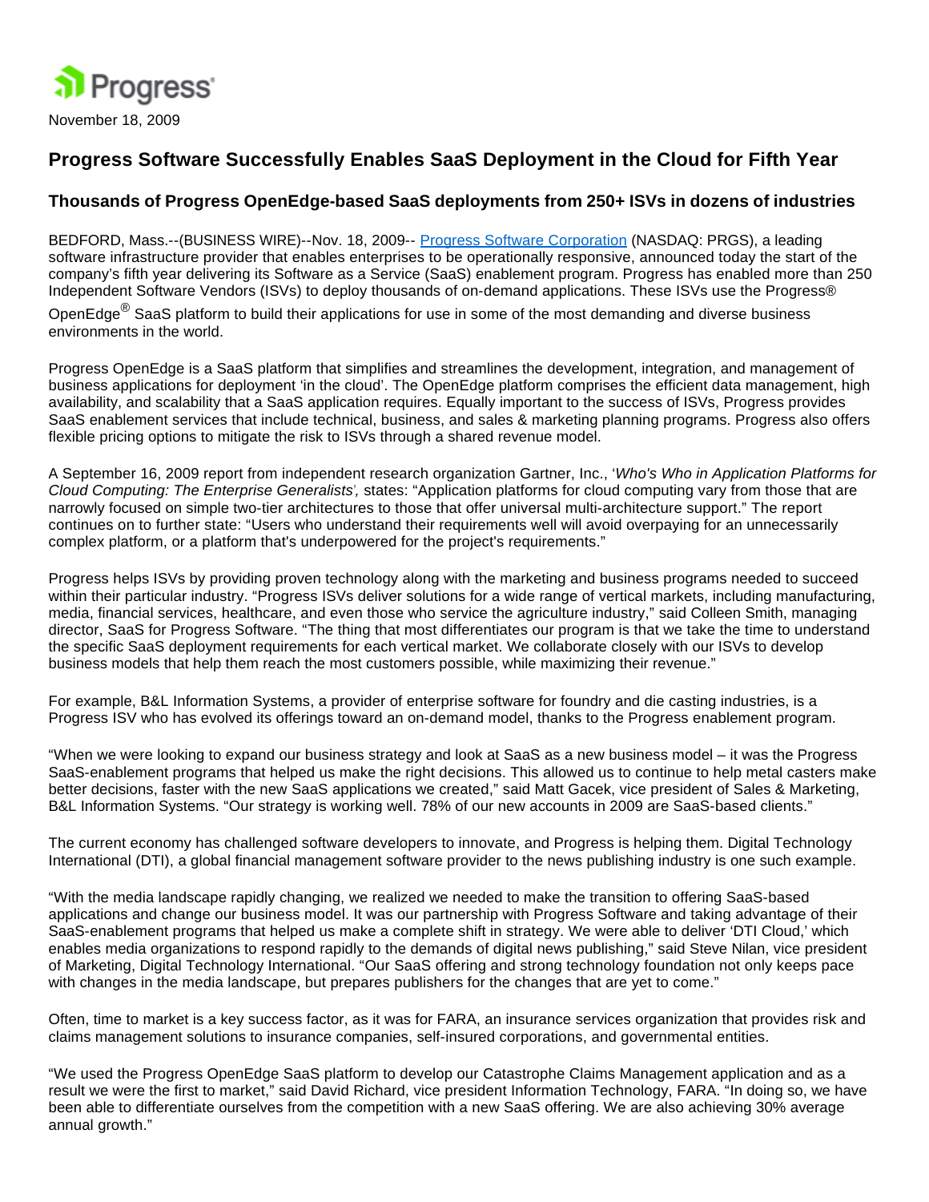Progress

November 18, 2009

# Progress Software Successfully Enables SaaS Deployment in the Cloud for Fifth Year

## Thousands of Progress OpenEdge-based SaaS deployments from 250+ ISVs in dozens of industries

BEDFORD, Mass.--(BUSINESS WIRE)--Nov. 18, 2009-- Progress Software Corporation (NASDAQ: PRGS), a leading software infrastructure provider that enables enterprises to be operationally responsive, announced today the start of the company's fifth year delivering its Software as a Service (SaaS) enablement program. Progress has enabled more than 250 Independent Software Vendors (ISVs) to deploy thousands of on-demand applications. These ISVs use the Progress® OpenEdge® SaaS platform to build their applications for use in some of the most demanding and diverse business environments in the world.

Progress OpenEdge is a SaaS platform that simplifies and streamlines the development, integration, and management of business applications for deployment 'in the cloud'. The OpenEdge platform comprises the efficient data management, high availability, and scalability that a SaaS application requires. Equally important to the success of ISVs, Progress provides SaaS enablement services that include technical, business, and sales & marketing planning programs. Progress also offers flexible pricing options to mitigate the risk to ISVs through a shared revenue model.

A September 16, 2009 report from independent research organization Gartner, Inc., '*Who's Who in Application Platforms for Cloud Computing: The Enterprise Generalists*', states: "Application platforms for cloud computing vary from those that are narrowly focused on simple two-tier architectures to those that offer universal multi-architecture support." The report continues on to further state: "Users who understand their requirements well will avoid overpaying for an unnecessarily complex platform, or a platform that's underpowered for the project's requirements."

Progress helps ISVs by providing proven technology along with the marketing and business programs needed to succeed within their particular industry. "Progress ISVs deliver solutions for a wide range of vertical markets, including manufacturing, media, financial services, healthcare, and even those who service the agriculture industry," said Colleen Smith, managing director, SaaS for Progress Software. "The thing that most differentiates our program is that we take the time to understand the specific SaaS deployment requirements for each vertical market. We collaborate closely with our ISVs to develop business models that help them reach the most customers possible, while maximizing their revenue."

For example, B&L Information Systems, a provider of enterprise software for foundry and die casting industries, is a Progress ISV who has evolved its offerings toward an on-demand model, thanks to the Progress enablement program.

"When we were looking to expand our business strategy and look at SaaS as a new business model – it was the Progress SaaS-enablement programs that helped us make the right decisions. This allowed us to continue to help metal casters make better decisions, faster with the new SaaS applications we created," said Matt Gacek, vice president of Sales & Marketing, B&L Information Systems. "Our strategy is working well. 78% of our new accounts in 2009 are SaaS-based clients."

The current economy has challenged software developers to innovate, and Progress is helping them. Digital Technology International (DTI), a global financial management software provider to the news publishing industry is one such example.

"With the media landscape rapidly changing, we realized we needed to make the transition to offering SaaS-based applications and change our business model. It was our partnership with Progress Software and taking advantage of their SaaS-enablement programs that helped us make a complete shift in strategy. We were able to deliver 'DTI Cloud,' which enables media organizations to respond rapidly to the demands of digital news publishing," said Steve Nilan, vice president of Marketing, Digital Technology International. "Our SaaS offering and strong technology foundation not only keeps pace with changes in the media landscape, but prepares publishers for the changes that are yet to come."

Often, time to market is a key success factor, as it was for FARA, an insurance services organization that provides risk and claims management solutions to insurance companies, self-insured corporations, and governmental entities.

"We used the Progress OpenEdge SaaS platform to develop our Catastrophe Claims Management application and as a result we were the first to market," said David Richard, vice president Information Technology, FARA. "In doing so, we have been able to differentiate ourselves from the competition with a new SaaS offering. We are also achieving 30% average annual growth."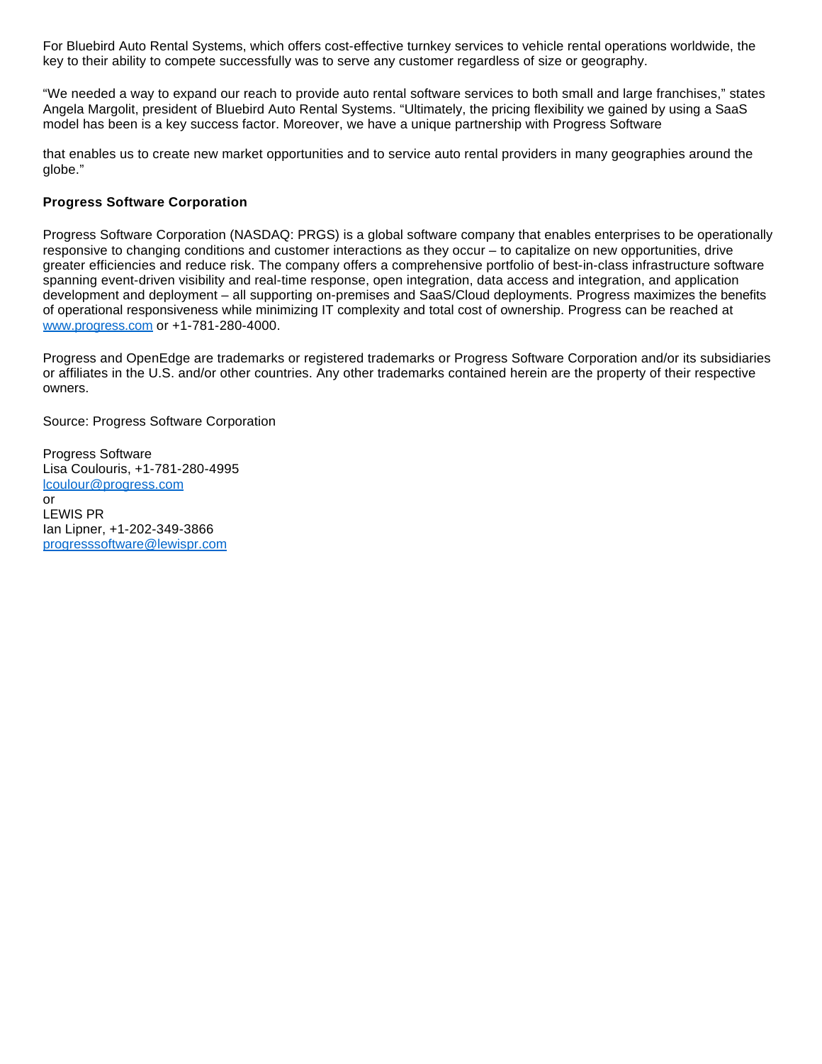For Bluebird Auto Rental Systems, which offers cost-effective turnkey services to vehicle rental operations worldwide, the key to their ability to compete successfully was to serve any customer regardless of size or geography.

“We needed a way to expand our reach to provide auto rental software services to both small and large franchises,” states Angela Margolit, president of Bluebird Auto Rental Systems. “Ultimately, the pricing flexibility we gained by using a SaaS model has been is a key success factor. Moreover, we have a unique partnership with Progress Software

that enables us to create new market opportunities and to service auto rental providers in many geographies around the globe.”

**Progress Software Corporation**

Progress Software Corporation (NASDAQ: PRGS) is a global software company that enables enterprises to be operationally responsive to changing conditions and customer interactions as they occur – to capitalize on new opportunities, drive greater efficiencies and reduce risk. The company offers a comprehensive portfolio of best-in-class infrastructure software spanning event-driven visibility and real-time response, open integration, data access and integration, and application development and deployment – all supporting on-premises and SaaS/Cloud deployments. Progress maximizes the benefits of operational responsiveness while minimizing IT complexity and total cost of ownership. Progress can be reached at www.progress.com or +1-781-280-4000.

Progress and OpenEdge are trademarks or registered trademarks or Progress Software Corporation and/or its subsidiaries or affiliates in the U.S. and/or other countries. Any other trademarks contained herein are the property of their respective owners.

Source: Progress Software Corporation

Progress Software
Lisa Coulouris, +1-781-280-4995
lcoulour@progress.com
or
LEWIS PR
Ian Lipner, +1-202-349-3866
progresssoftware@lewispr.com